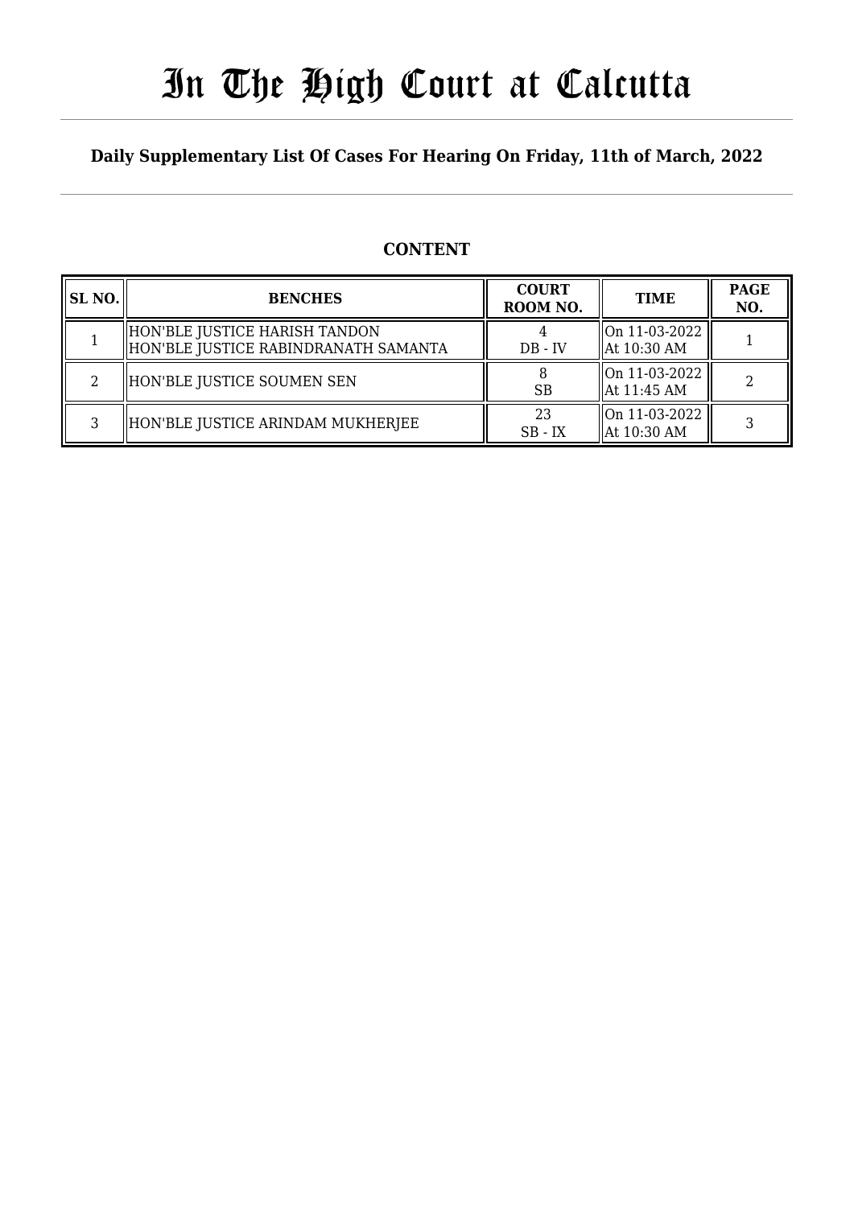# In The High Court at Calcutta

## Daily Supplementary List Of Cases For Hearing On Friday, 11th of March, 2022

### CONTENT

| SL NO. | BENCHES | COURT ROOM NO. | TIME | PAGE NO. |
|---|---|---|---|---|
| 1 | HON'BLE JUSTICE HARISH TANDON<br>HON'BLE JUSTICE RABINDRANATH SAMANTA | 4<br>DB - IV | On 11-03-2022<br>At 10:30 AM | 1 |
| 2 | HON'BLE JUSTICE SOUMEN SEN | 8<br>SB | On 11-03-2022<br>At 11:45 AM | 2 |
| 3 | HON'BLE JUSTICE ARINDAM MUKHERJEE | 23<br>SB - IX | On 11-03-2022<br>At 10:30 AM | 3 |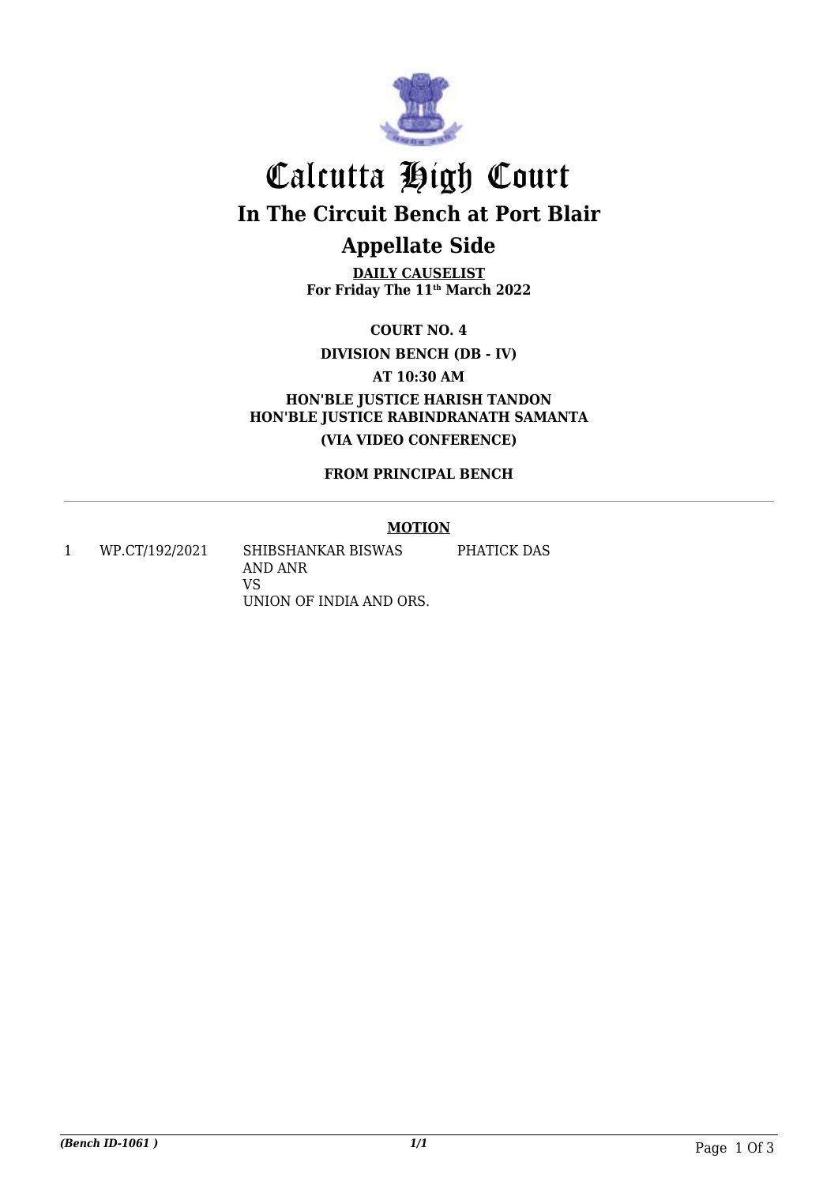# Calcutta High Court

## In The Circuit Bench at Port Blair

## Appellate Side

**DAILY CAUSELIST**
**For Friday The 11th March 2022**

**COURT NO. 4**

**DIVISION BENCH (DB - IV)**

**AT 10:30 AM**

**HON'BLE JUSTICE HARISH TANDON**
**HON'BLE JUSTICE RABINDRANATH SAMANTA**

**(VIA VIDEO CONFERENCE)**

**FROM PRINCIPAL BENCH**

---

**MOTION**

| | | | |
|---|---|---|---|
| 1 | WP.CT/192/2021 | SHIBSHANKAR BISWAS AND ANR<br>VS<br>UNION OF INDIA AND ORS. | PHATICK DAS |

*(Bench ID-1061 )* 1/1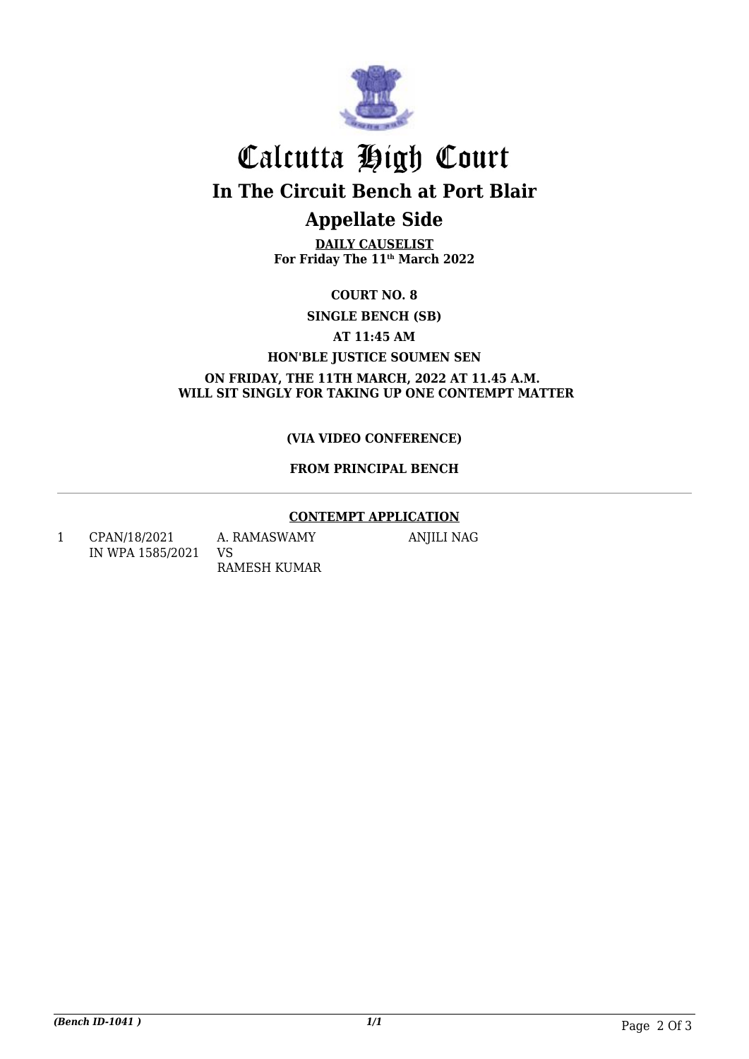# Calcutta High Court

## In The Circuit Bench at Port Blair

## Appellate Side

**DAILY CAUSELIST**
**For Friday The 11th March 2022**

**COURT NO. 8**

**SINGLE BENCH (SB)**

**AT 11:45 AM**

**HON'BLE JUSTICE SOUMEN SEN**

**ON FRIDAY, THE 11TH MARCH, 2022 AT 11.45 A.M.
WILL SIT SINGLY FOR TAKING UP ONE CONTEMPT MATTER**

**(VIA VIDEO CONFERENCE)**

**FROM PRINCIPAL BENCH**

---

**CONTEMPT APPLICATION**

| | | | |
|---|---|---|---|
| 1 | CPAN/18/2021 IN WPA 1585/2021 | A. RAMASWAMY VS RAMESH KUMAR | ANJILI NAG |

*(Bench ID-1041 )*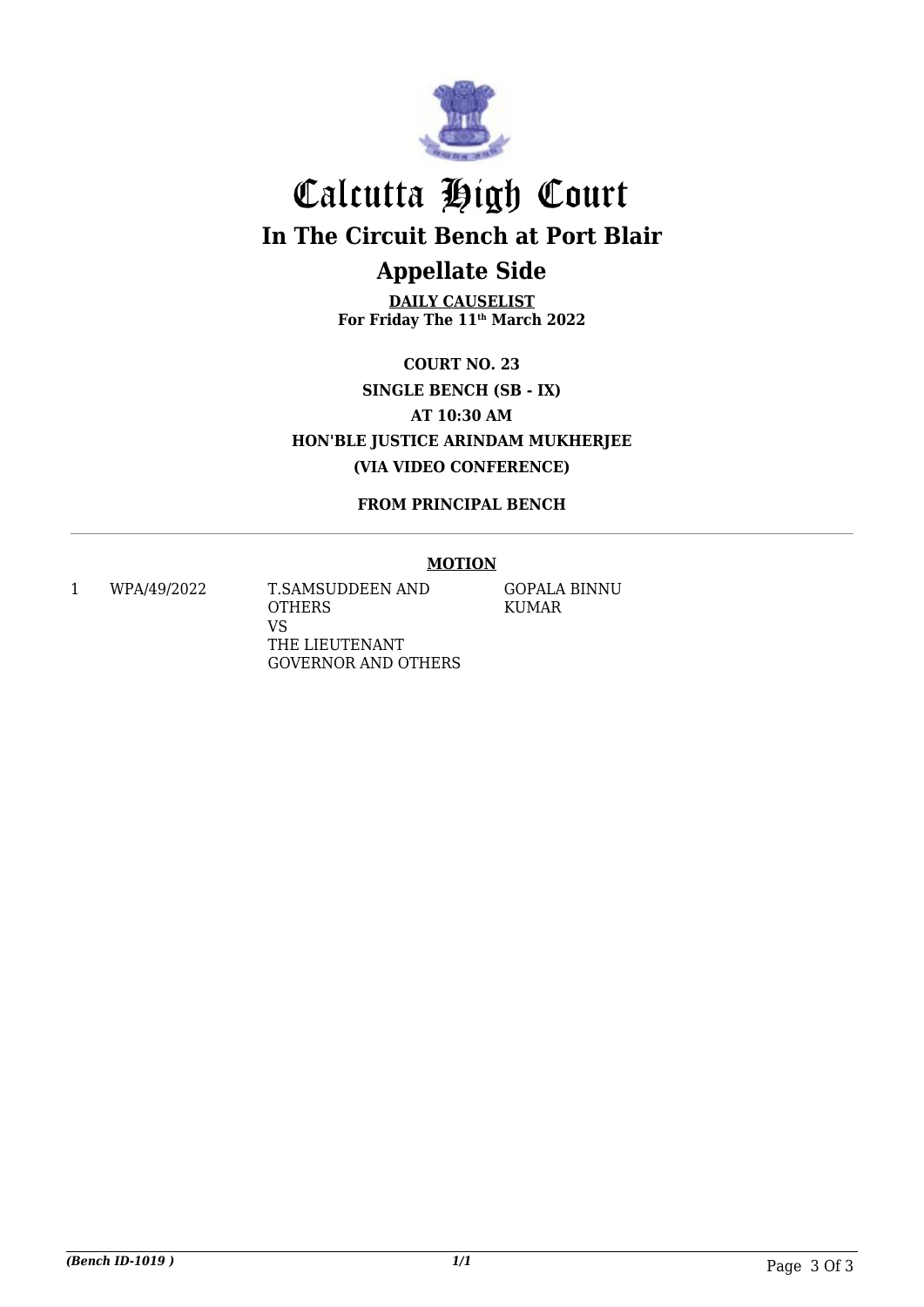# Calcutta High Court

## In The Circuit Bench at Port Blair

## Appellate Side

**DAILY CAUSELIST**
**For Friday The 11th March 2022**

**COURT NO. 23**
**SINGLE BENCH (SB - IX)**
**AT 10:30 AM**
**HON'BLE JUSTICE ARINDAM MUKHERJEE**
**(VIA VIDEO CONFERENCE)**

**FROM PRINCIPAL BENCH**

**MOTION**

| | | | |
|---|---|---|---|
| 1 | WPA/49/2022 | T.SAMSUDDEEN AND OTHERS<br>VS<br>THE LIEUTENANT GOVERNOR AND OTHERS | GOPALA BINNU KUMAR |

*(Bench ID-1019 )*